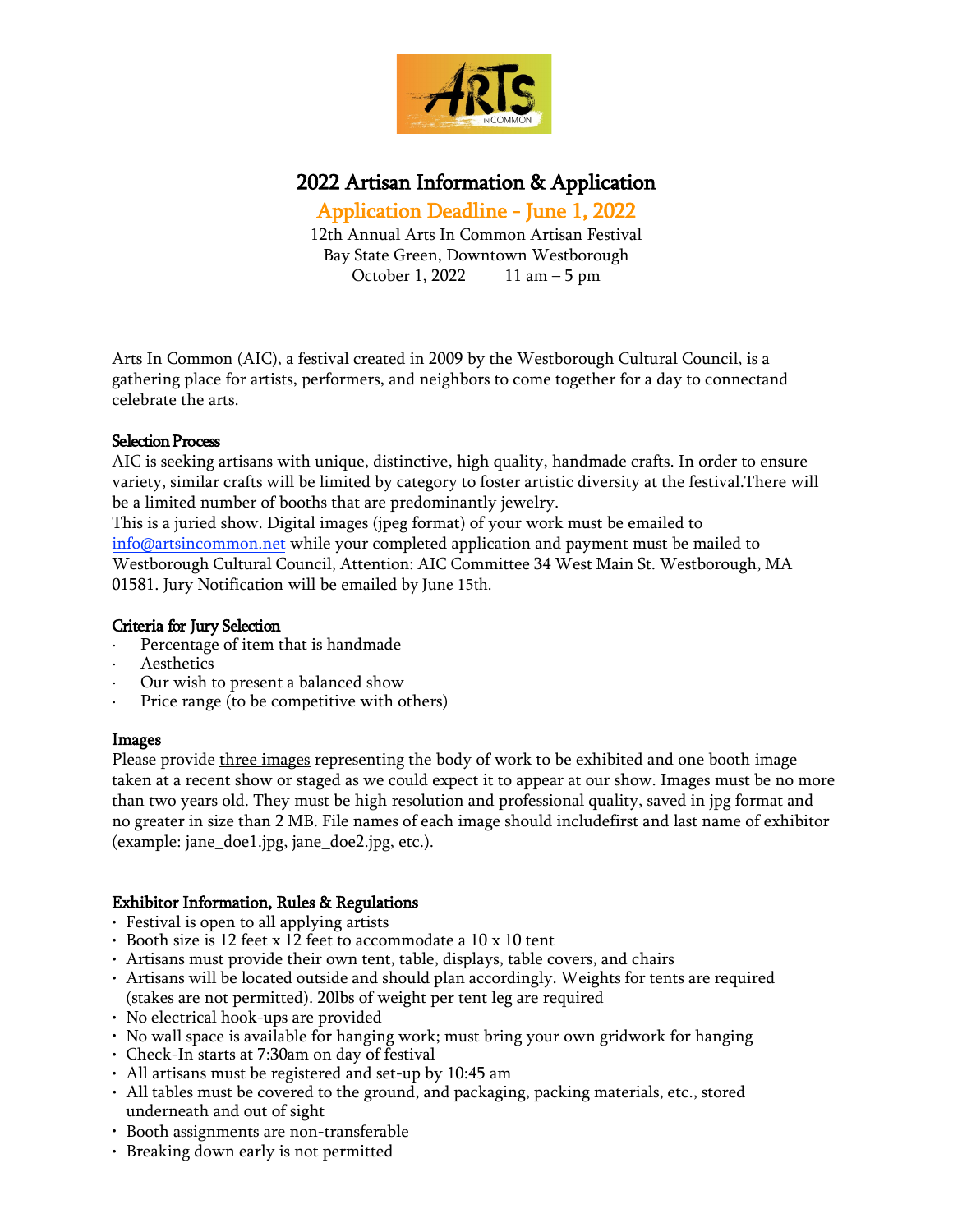# 2022 Artisan Information & Application

## Application Deadline - June 1, 2022

12th Annual Arts In Common Artisan Festival
Bay State Green, Downtown Westborough
October 1, 2022 11 am – 5 pm

---

Arts In Common (AIC), a festival created in 2009 by the Westborough Cultural Council, is a gathering place for artists, performers, and neighbors to come together for a day to connectand celebrate the arts.

### Selection Process

AIC is seeking artisans with unique, distinctive, high quality, handmade crafts. In order to ensure variety, similar crafts will be limited by category to foster artistic diversity at the festival.There will be a limited number of booths that are predominantly jewelry.
This is a juried show. Digital images (jpeg format) of your work must be emailed to info@artsincommon.net while your completed application and payment must be mailed to Westborough Cultural Council, Attention: AIC Committee 34 West Main St. Westborough, MA 01581. Jury Notification will be emailed by June 15th.

### Criteria for Jury Selection

- Percentage of item that is handmade
- Aesthetics
- Our wish to present a balanced show
- Price range (to be competitive with others)

### Images

Please provide three images representing the body of work to be exhibited and one booth image taken at a recent show or staged as we could expect it to appear at our show. Images must be no more than two years old. They must be high resolution and professional quality, saved in jpg format and no greater in size than 2 MB. File names of each image should includefirst and last name of exhibitor (example: jane_doe1.jpg, jane_doe2.jpg, etc.).

### Exhibitor Information, Rules & Regulations

- Festival is open to all applying artists
- Booth size is 12 feet x 12 feet to accommodate a 10 x 10 tent
- Artisans must provide their own tent, table, displays, table covers, and chairs
- Artisans will be located outside and should plan accordingly. Weights for tents are required (stakes are not permitted). 20lbs of weight per tent leg are required
- No electrical hook-ups are provided
- No wall space is available for hanging work; must bring your own gridwork for hanging
- Check-In starts at 7:30am on day of festival
- All artisans must be registered and set-up by 10:45 am
- All tables must be covered to the ground, and packaging, packing materials, etc., stored underneath and out of sight
- Booth assignments are non-transferable
- Breaking down early is not permitted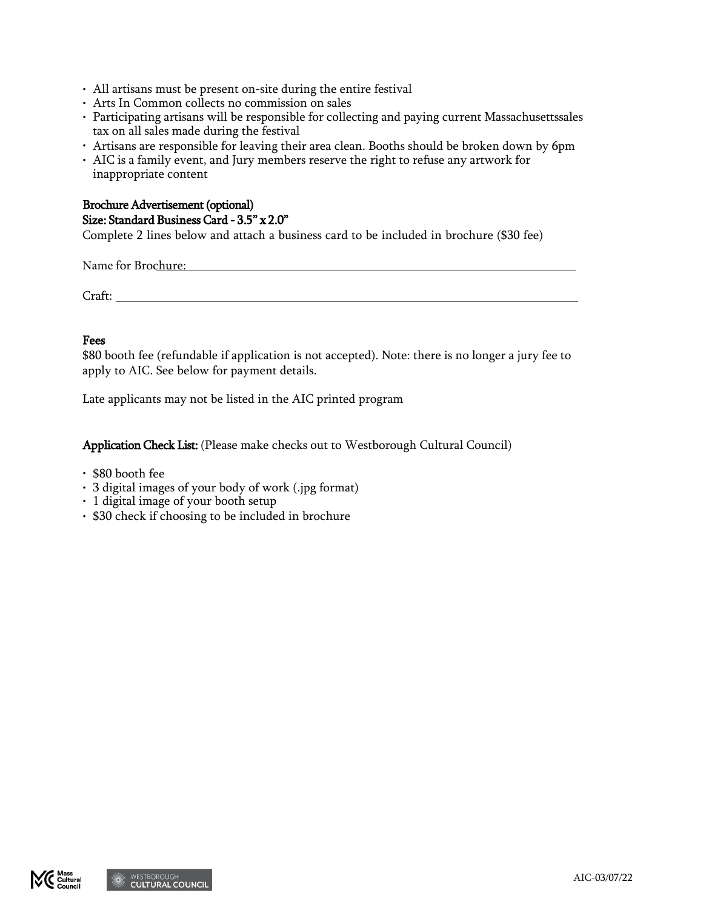- All artisans must be present on-site during the entire festival
- Arts In Common collects no commission on sales
- Participating artisans will be responsible for collecting and paying current Massachusettssales tax on all sales made during the festival
- Artisans are responsible for leaving their area clean. Booths should be broken down by 6pm
- AIC is a family event, and Jury members reserve the right to refuse any artwork for inappropriate content

**Brochure Advertisement (optional)**
**Size: Standard Business Card - 3.5" x 2.0"**
Complete 2 lines below and attach a business card to be included in brochure ($30 fee)

Name for Brochure: ______________________________________________

Craft: ______________________________________________

**Fees**
$80 booth fee (refundable if application is not accepted). Note: there is no longer a jury fee to apply to AIC. See below for payment details.

Late applicants may not be listed in the AIC printed program

**Application Check List:** (Please make checks out to Westborough Cultural Council)

- $80 booth fee
- 3 digital images of your body of work (.jpg format)
- 1 digital image of your booth setup
- $30 check if choosing to be included in brochure

AIC-03/07/22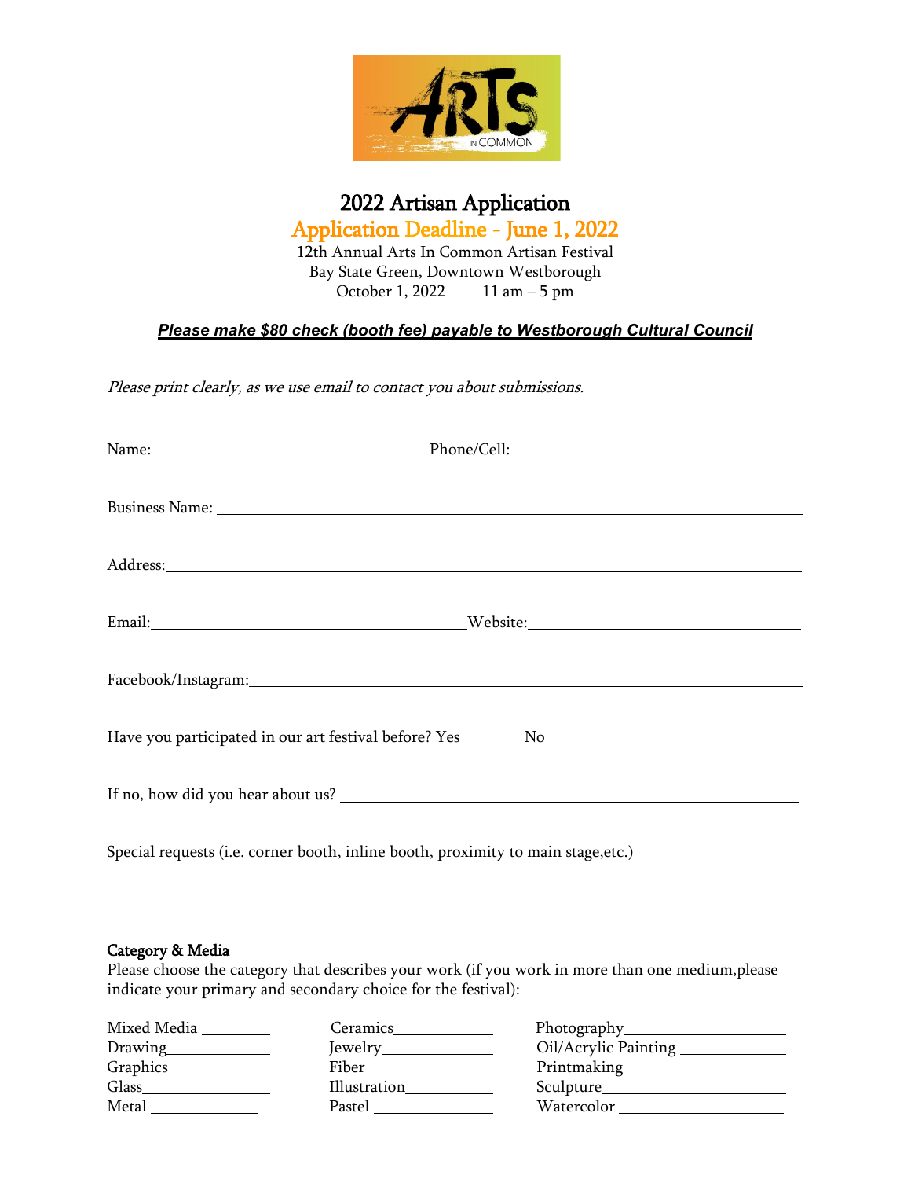# 2022 Artisan Application

## Application Deadline - June 1, 2022

12th Annual Arts In Common Artisan Festival
Bay State Green, Downtown Westborough
October 1, 2022 11 am – 5 pm

***Please make $80 check (booth fee) payable to Westborough Cultural Council***

*Please print clearly, as we use email to contact you about submissions.*

Name:________________________________ Phone/Cell: ________________________________

Business Name: ______________________________________________________________________

Address:_____________________________________________________________________________

Email:____________________________________ Website:_______________________________

Facebook/Instagram:___________________________________________________________________

Have you participated in our art festival before? Yes________No______

If no, how did you hear about us? _____________________________________________________

Special requests (i.e. corner booth, inline booth, proximity to main stage,etc.)

______________________________________________________________________________________

**Category & Media**

Please choose the category that describes your work (if you work in more than one medium,please indicate your primary and secondary choice for the festival):

| | | |
|---|---|---|
| Mixed Media ________ | Ceramics____________ | Photography____________________ |
| Drawing____________ | Jewelry_____________ | Oil/Acrylic Painting _____________ |
| Graphics____________ | Fiber_______________ | Printmaking____________________ |
| Glass_______________ | Illustration__________ | Sculpture______________________ |
| Metal _____________ | Pastel ______________ | Watercolor ____________________ |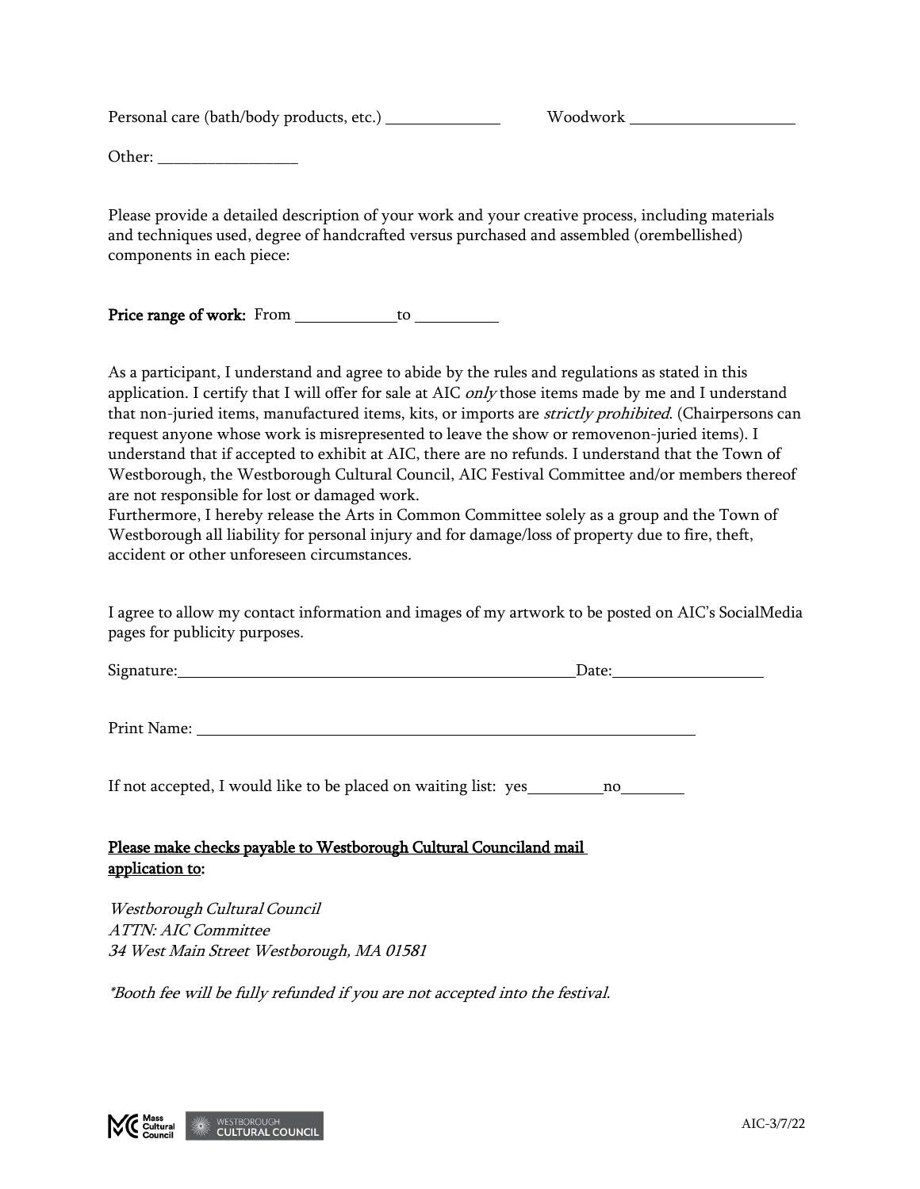Personal care (bath/body products, etc.) ______________ Woodwork ____________________

Other: _________________

Please provide a detailed description of your work and your creative process, including materials and techniques used, degree of handcrafted versus purchased and assembled (orembellished) components in each piece:

**Price range of work:** From ____________to __________

As a participant, I understand and agree to abide by the rules and regulations as stated in this application. I certify that I will offer for sale at AIC *only* those items made by me and I understand that non-juried items, manufactured items, kits, or imports are *strictly prohibited*. (Chairpersons can request anyone whose work is misrepresented to leave the show or removenon-juried items). I understand that if accepted to exhibit at AIC, there are no refunds. I understand that the Town of Westborough, the Westborough Cultural Council, AIC Festival Committee and/or members thereof are not responsible for lost or damaged work.
Furthermore, I hereby release the Arts in Common Committee solely as a group and the Town of Westborough all liability for personal injury and for damage/loss of property due to fire, theft, accident or other unforeseen circumstances.

I agree to allow my contact information and images of my artwork to be posted on AIC's SocialMedia pages for publicity purposes.

Signature:_________________________________________________Date:__________________

Print Name: _______________________________________________________________

If not accepted, I would like to be placed on waiting list: yes_________no________

**Please make checks payable to Westborough Cultural Counciland mail application to:**

*Westborough Cultural Council*
*ATTN: AIC Committee*
*34 West Main Street Westborough, MA 01581*

*\*Booth fee will be fully refunded if you are not accepted into the festival.*

AIC-3/7/22